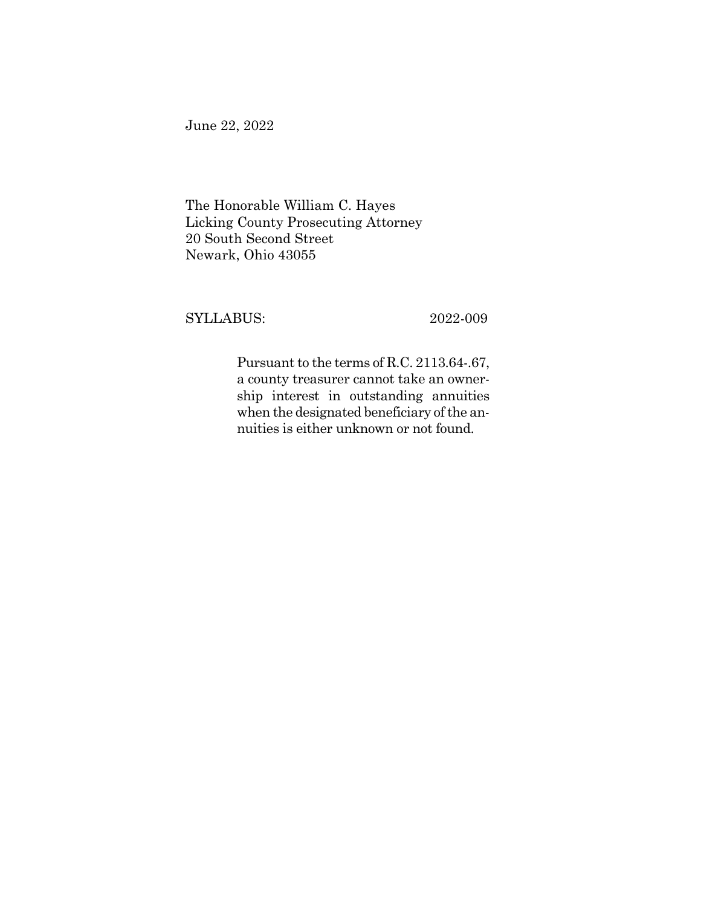June 22, 2022

The Honorable William C. Hayes
Licking County Prosecuting Attorney
20 South Second Street
Newark, Ohio 43055

SYLLABUS: 2022-009

> Pursuant to the terms of R.C. 2113.64-.67, a county treasurer cannot take an ownership interest in outstanding annuities when the designated beneficiary of the annuities is either unknown or not found.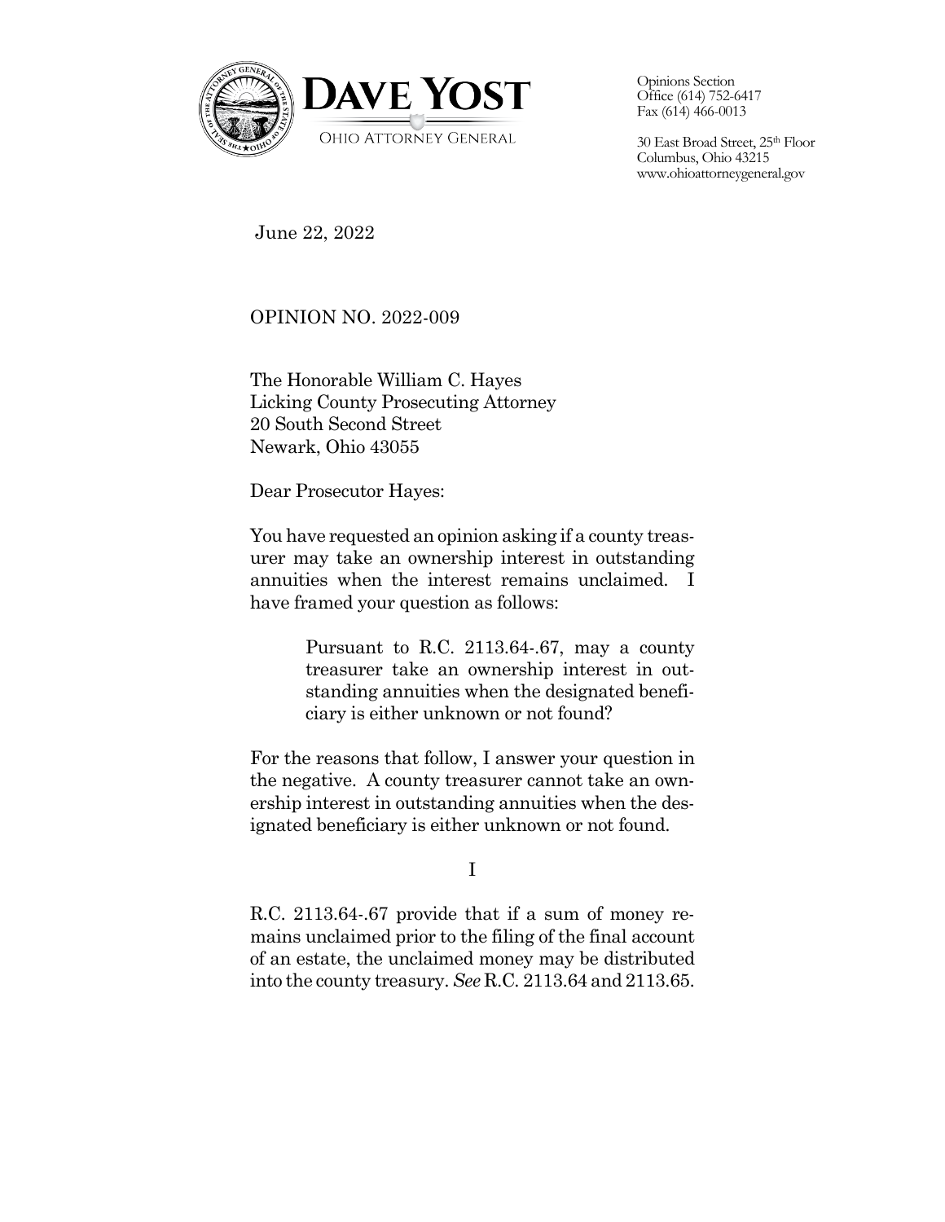June 22, 2022

OPINION NO. 2022-009

The Honorable William C. Hayes
Licking County Prosecuting Attorney
20 South Second Street
Newark, Ohio 43055

Dear Prosecutor Hayes:

You have requested an opinion asking if a county treasurer may take an ownership interest in outstanding annuities when the interest remains unclaimed. I have framed your question as follows:

> Pursuant to R.C. 2113.64-.67, may a county treasurer take an ownership interest in outstanding annuities when the designated beneficiary is either unknown or not found?

For the reasons that follow, I answer your question in the negative. A county treasurer cannot take an ownership interest in outstanding annuities when the designated beneficiary is either unknown or not found.

## I

R.C. 2113.64-.67 provide that if a sum of money remains unclaimed prior to the filing of the final account of an estate, the unclaimed money may be distributed into the county treasury. *See* R.C. 2113.64 and 2113.65.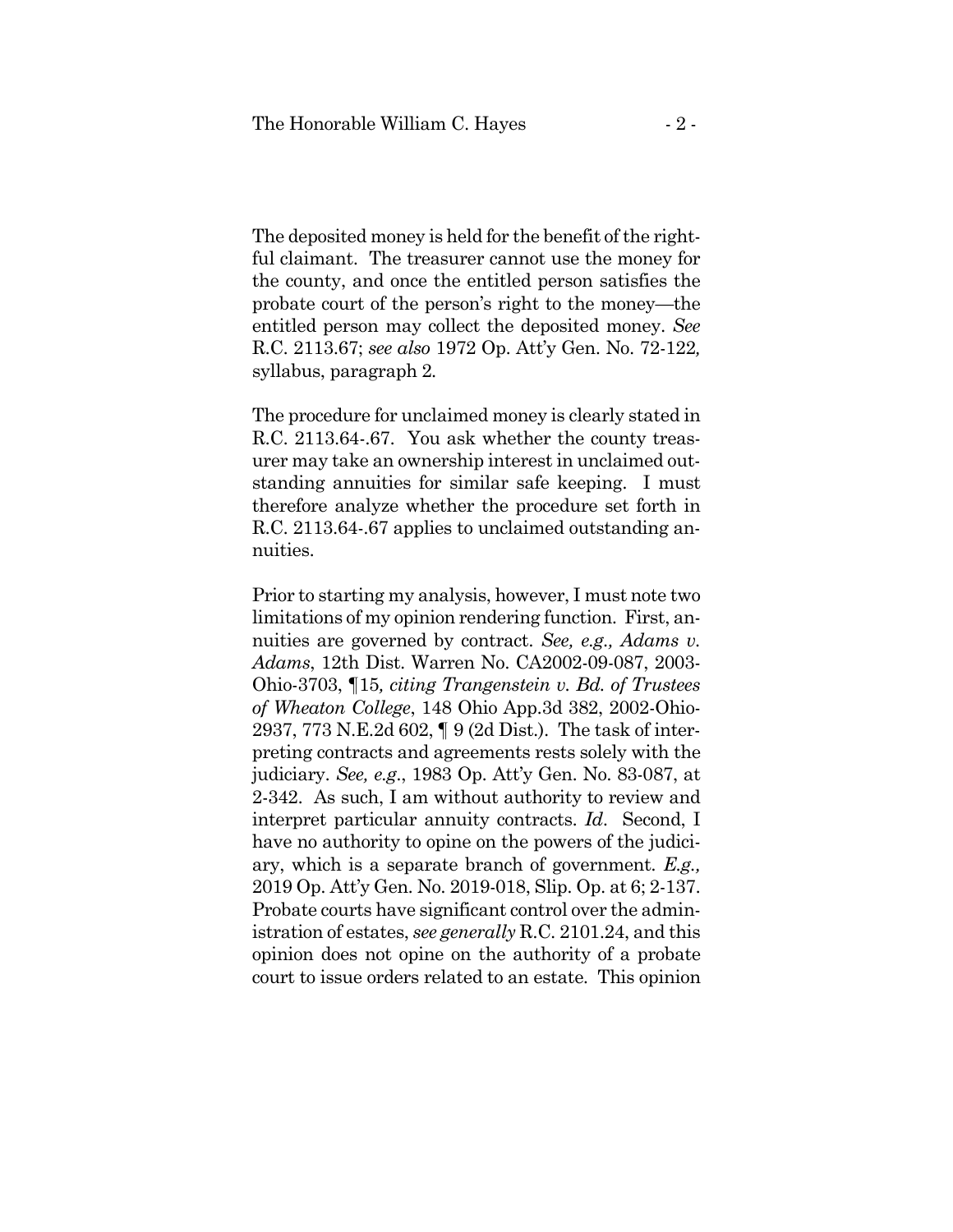The deposited money is held for the benefit of the rightful claimant. The treasurer cannot use the money for the county, and once the entitled person satisfies the probate court of the person's right to the money—the entitled person may collect the deposited money. *See* R.C. 2113.67; *see also* 1972 Op. Att'y Gen. No. 72-122*,* syllabus, paragraph 2.

The procedure for unclaimed money is clearly stated in R.C. 2113.64-.67. You ask whether the county treasurer may take an ownership interest in unclaimed outstanding annuities for similar safe keeping. I must therefore analyze whether the procedure set forth in R.C. 2113.64-.67 applies to unclaimed outstanding annuities.

Prior to starting my analysis, however, I must note two limitations of my opinion rendering function. First, annuities are governed by contract. *See, e.g., Adams v. Adams*, 12th Dist. Warren No. CA2002-09-087, 2003-Ohio-3703, ¶15*, citing Trangenstein v. Bd. of Trustees of Wheaton College*, 148 Ohio App.3d 382, 2002-Ohio-2937, 773 N.E.2d 602, ¶ 9 (2d Dist.). The task of interpreting contracts and agreements rests solely with the judiciary. *See, e.g.*, 1983 Op. Att'y Gen. No. 83-087, at 2-342. As such, I am without authority to review and interpret particular annuity contracts. *Id*. Second, I have no authority to opine on the powers of the judiciary, which is a separate branch of government. *E.g.,* 2019 Op. Att'y Gen. No. 2019-018, Slip. Op. at 6; 2-137. Probate courts have significant control over the administration of estates, *see generally* R.C. 2101.24, and this opinion does not opine on the authority of a probate court to issue orders related to an estate. This opinion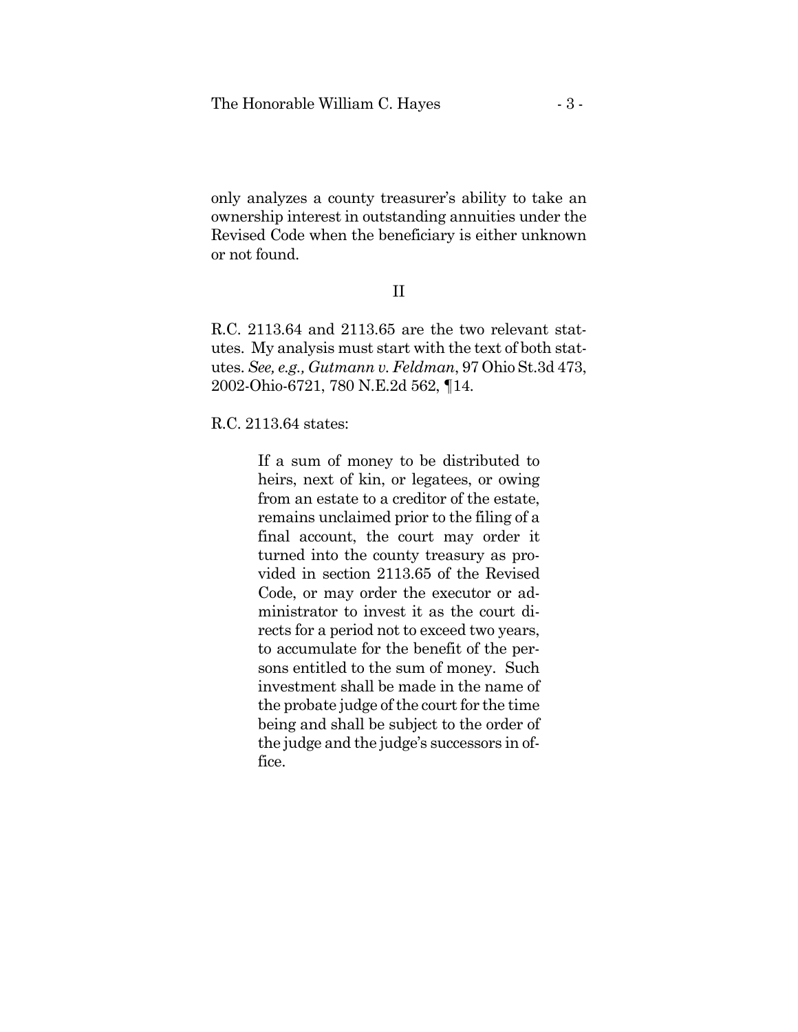only analyzes a county treasurer's ability to take an ownership interest in outstanding annuities under the Revised Code when the beneficiary is either unknown or not found.

## II

R.C. 2113.64 and 2113.65 are the two relevant statutes. My analysis must start with the text of both statutes. *See, e.g., Gutmann v. Feldman*, 97 Ohio St.3d 473, 2002-Ohio-6721, 780 N.E.2d 562, ¶14.

R.C. 2113.64 states:

> If a sum of money to be distributed to heirs, next of kin, or legatees, or owing from an estate to a creditor of the estate, remains unclaimed prior to the filing of a final account, the court may order it turned into the county treasury as provided in section 2113.65 of the Revised Code, or may order the executor or administrator to invest it as the court directs for a period not to exceed two years, to accumulate for the benefit of the persons entitled to the sum of money. Such investment shall be made in the name of the probate judge of the court for the time being and shall be subject to the order of the judge and the judge's successors in office.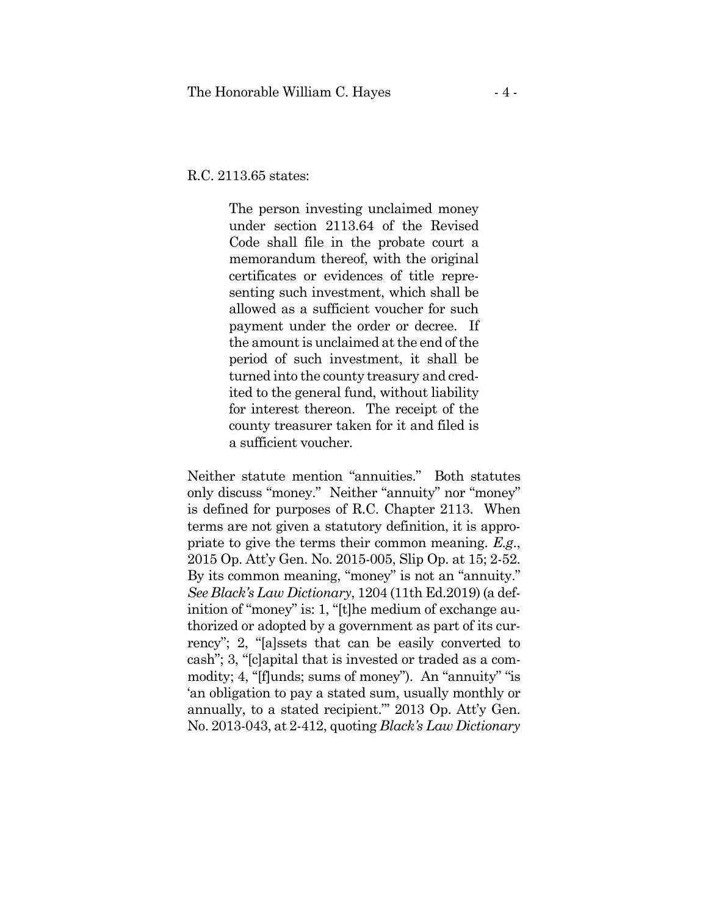R.C. 2113.65 states:

> The person investing unclaimed money under section 2113.64 of the Revised Code shall file in the probate court a memorandum thereof, with the original certificates or evidences of title representing such investment, which shall be allowed as a sufficient voucher for such payment under the order or decree. If the amount is unclaimed at the end of the period of such investment, it shall be turned into the county treasury and credited to the general fund, without liability for interest thereon. The receipt of the county treasurer taken for it and filed is a sufficient voucher.

Neither statute mention "annuities." Both statutes only discuss "money." Neither "annuity" nor "money" is defined for purposes of R.C. Chapter 2113. When terms are not given a statutory definition, it is appropriate to give the terms their common meaning. *E.g.*, 2015 Op. Att'y Gen. No. 2015-005, Slip Op. at 15; 2-52. By its common meaning, "money" is not an "annuity." *See Black's Law Dictionary*, 1204 (11th Ed.2019) (a definition of "money" is: 1, "[t]he medium of exchange authorized or adopted by a government as part of its currency"; 2, "[a]ssets that can be easily converted to cash"; 3, "[c]apital that is invested or traded as a commodity; 4, "[f]unds; sums of money"). An "annuity" "is 'an obligation to pay a stated sum, usually monthly or annually, to a stated recipient.'" 2013 Op. Att'y Gen. No. 2013-043, at 2-412, quoting *Black's Law Dictionary*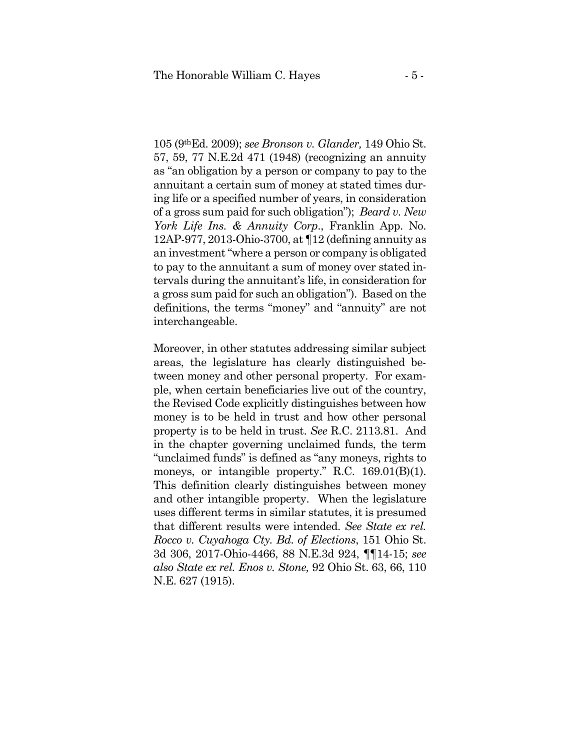105 (9th Ed. 2009); *see Bronson v. Glander,* 149 Ohio St. 57, 59, 77 N.E.2d 471 (1948) (recognizing an annuity as "an obligation by a person or company to pay to the annuitant a certain sum of money at stated times during life or a specified number of years, in consideration of a gross sum paid for such obligation"); *Beard v. New York Life Ins. & Annuity Corp*., Franklin App. No. 12AP-977, 2013-Ohio-3700, at ¶12 (defining annuity as an investment "where a person or company is obligated to pay to the annuitant a sum of money over stated intervals during the annuitant's life, in consideration for a gross sum paid for such an obligation"). Based on the definitions, the terms "money" and "annuity" are not interchangeable.

Moreover, in other statutes addressing similar subject areas, the legislature has clearly distinguished between money and other personal property. For example, when certain beneficiaries live out of the country, the Revised Code explicitly distinguishes between how money is to be held in trust and how other personal property is to be held in trust. *See* R.C. 2113.81. And in the chapter governing unclaimed funds, the term "unclaimed funds" is defined as "any moneys, rights to moneys, or intangible property." R.C. 169.01(B)(1). This definition clearly distinguishes between money and other intangible property. When the legislature uses different terms in similar statutes, it is presumed that different results were intended. *See State ex rel. Rocco v. Cuyahoga Cty. Bd. of Elections*, 151 Ohio St. 3d 306, 2017-Ohio-4466, 88 N.E.3d 924, ¶¶14-15; *see also State ex rel. Enos v. Stone,* 92 Ohio St. 63, 66, 110 N.E. 627 (1915).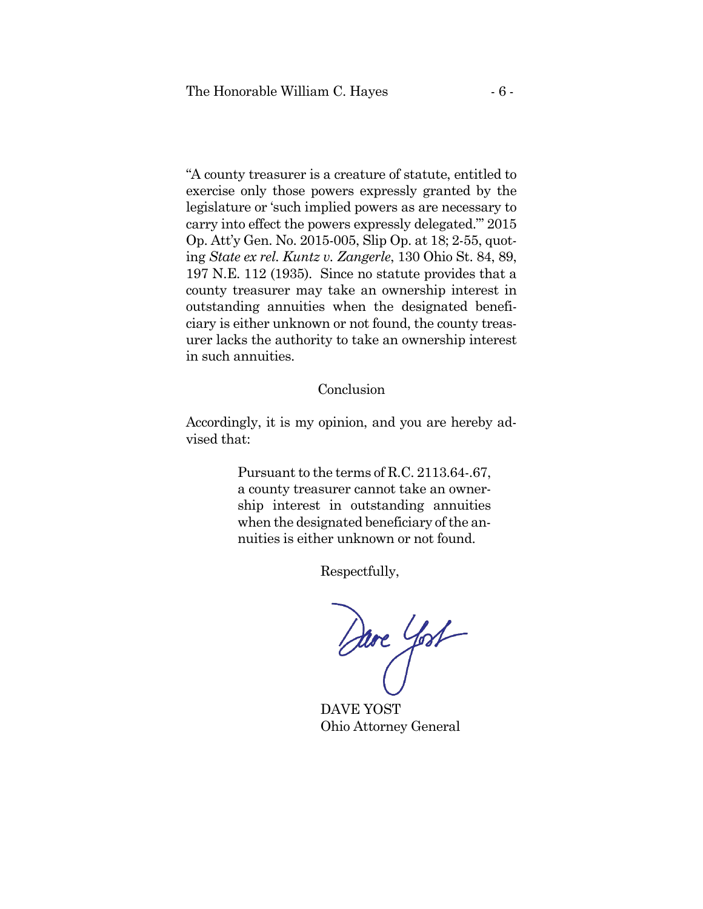"A county treasurer is a creature of statute, entitled to exercise only those powers expressly granted by the legislature or 'such implied powers as are necessary to carry into effect the powers expressly delegated.'" 2015 Op. Att'y Gen. No. 2015-005, Slip Op. at 18; 2-55, quoting *State ex rel. Kuntz v. Zangerle*, 130 Ohio St. 84, 89, 197 N.E. 112 (1935). Since no statute provides that a county treasurer may take an ownership interest in outstanding annuities when the designated beneficiary is either unknown or not found, the county treasurer lacks the authority to take an ownership interest in such annuities.

## Conclusion

Accordingly, it is my opinion, and you are hereby advised that:

> Pursuant to the terms of R.C. 2113.64-.67, a county treasurer cannot take an ownership interest in outstanding annuities when the designated beneficiary of the annuities is either unknown or not found.

Respectfully,

Dave Yost

DAVE YOST
Ohio Attorney General